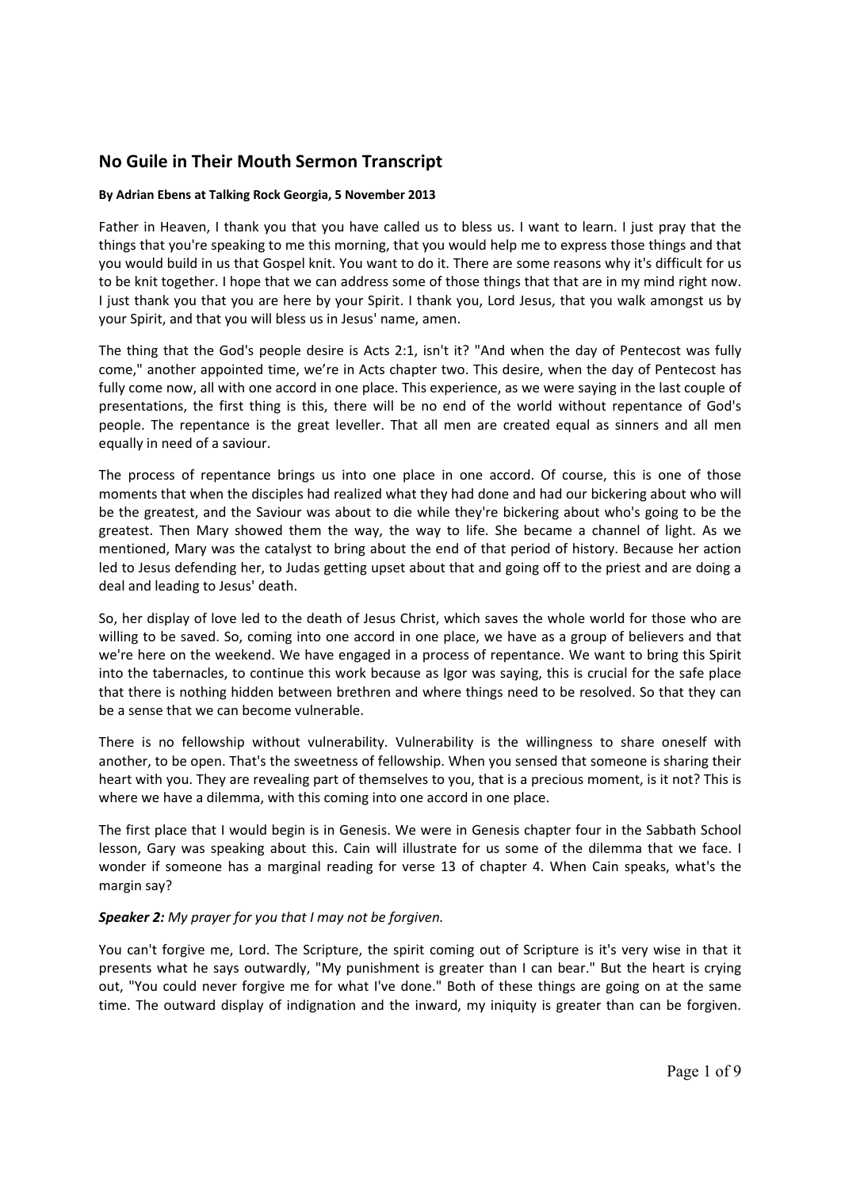## No Guile in Their Mouth Sermon Transcript

**By Adrian Ebens at Talking Rock Georgia, 5 November 2013**

Father in Heaven, I thank you that you have called us to bless us. I want to learn. I just pray that the things that you're speaking to me this morning, that you would help me to express those things and that you would build in us that Gospel knit. You want to do it. There are some reasons why it's difficult for us to be knit together. I hope that we can address some of those things that that are in my mind right now. I just thank you that you are here by your Spirit. I thank you, Lord Jesus, that you walk amongst us by your Spirit, and that you will bless us in Jesus' name, amen.

The thing that the God's people desire is Acts 2:1, isn't it? "And when the day of Pentecost was fully come," another appointed time, we're in Acts chapter two. This desire, when the day of Pentecost has fully come now, all with one accord in one place. This experience, as we were saying in the last couple of presentations, the first thing is this, there will be no end of the world without repentance of God's people. The repentance is the great leveller. That all men are created equal as sinners and all men equally in need of a saviour.

The process of repentance brings us into one place in one accord. Of course, this is one of those moments that when the disciples had realized what they had done and had our bickering about who will be the greatest, and the Saviour was about to die while they're bickering about who's going to be the greatest. Then Mary showed them the way, the way to life. She became a channel of light. As we mentioned, Mary was the catalyst to bring about the end of that period of history. Because her action led to Jesus defending her, to Judas getting upset about that and going off to the priest and are doing a deal and leading to Jesus' death.

So, her display of love led to the death of Jesus Christ, which saves the whole world for those who are willing to be saved. So, coming into one accord in one place, we have as a group of believers and that we're here on the weekend. We have engaged in a process of repentance. We want to bring this Spirit into the tabernacles, to continue this work because as Igor was saying, this is crucial for the safe place that there is nothing hidden between brethren and where things need to be resolved. So that they can be a sense that we can become vulnerable.

There is no fellowship without vulnerability. Vulnerability is the willingness to share oneself with another, to be open. That's the sweetness of fellowship. When you sensed that someone is sharing their heart with you. They are revealing part of themselves to you, that is a precious moment, is it not? This is where we have a dilemma, with this coming into one accord in one place.

The first place that I would begin is in Genesis. We were in Genesis chapter four in the Sabbath School lesson, Gary was speaking about this. Cain will illustrate for us some of the dilemma that we face. I wonder if someone has a marginal reading for verse 13 of chapter 4. When Cain speaks, what's the margin say?

***Speaker 2:*** *My prayer for you that I may not be forgiven.*

You can't forgive me, Lord. The Scripture, the spirit coming out of Scripture is it's very wise in that it presents what he says outwardly, "My punishment is greater than I can bear." But the heart is crying out, "You could never forgive me for what I've done." Both of these things are going on at the same time. The outward display of indignation and the inward, my iniquity is greater than can be forgiven.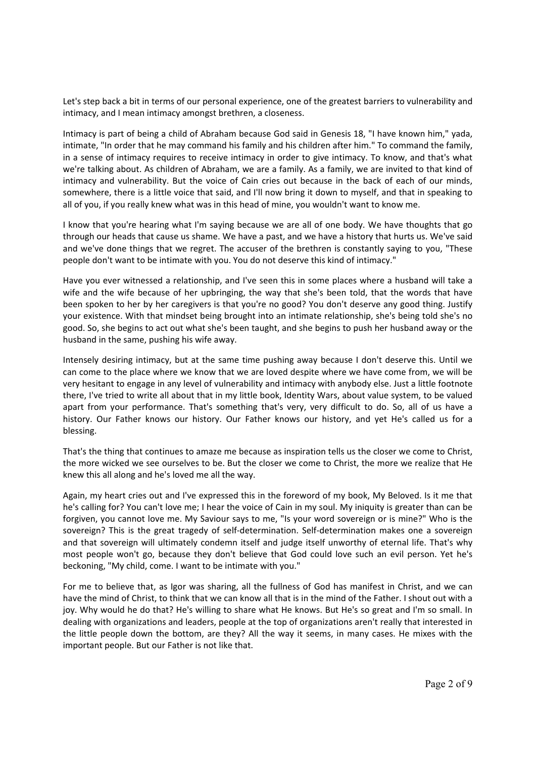Let's step back a bit in terms of our personal experience, one of the greatest barriers to vulnerability and intimacy, and I mean intimacy amongst brethren, a closeness.

Intimacy is part of being a child of Abraham because God said in Genesis 18, "I have known him," yada, intimate, "In order that he may command his family and his children after him." To command the family, in a sense of intimacy requires to receive intimacy in order to give intimacy. To know, and that's what we're talking about. As children of Abraham, we are a family. As a family, we are invited to that kind of intimacy and vulnerability. But the voice of Cain cries out because in the back of each of our minds, somewhere, there is a little voice that said, and I'll now bring it down to myself, and that in speaking to all of you, if you really knew what was in this head of mine, you wouldn't want to know me.

I know that you're hearing what I'm saying because we are all of one body. We have thoughts that go through our heads that cause us shame. We have a past, and we have a history that hurts us. We've said and we've done things that we regret. The accuser of the brethren is constantly saying to you, "These people don't want to be intimate with you. You do not deserve this kind of intimacy."

Have you ever witnessed a relationship, and I've seen this in some places where a husband will take a wife and the wife because of her upbringing, the way that she's been told, that the words that have been spoken to her by her caregivers is that you're no good? You don't deserve any good thing. Justify your existence. With that mindset being brought into an intimate relationship, she's being told she's no good. So, she begins to act out what she's been taught, and she begins to push her husband away or the husband in the same, pushing his wife away.

Intensely desiring intimacy, but at the same time pushing away because I don't deserve this. Until we can come to the place where we know that we are loved despite where we have come from, we will be very hesitant to engage in any level of vulnerability and intimacy with anybody else. Just a little footnote there, I've tried to write all about that in my little book, Identity Wars, about value system, to be valued apart from your performance. That's something that's very, very difficult to do. So, all of us have a history. Our Father knows our history. Our Father knows our history, and yet He's called us for a blessing.

That's the thing that continues to amaze me because as inspiration tells us the closer we come to Christ, the more wicked we see ourselves to be. But the closer we come to Christ, the more we realize that He knew this all along and he's loved me all the way.

Again, my heart cries out and I've expressed this in the foreword of my book, My Beloved. Is it me that he's calling for? You can't love me; I hear the voice of Cain in my soul. My iniquity is greater than can be forgiven, you cannot love me. My Saviour says to me, "Is your word sovereign or is mine?" Who is the sovereign? This is the great tragedy of self-determination. Self-determination makes one a sovereign and that sovereign will ultimately condemn itself and judge itself unworthy of eternal life. That's why most people won't go, because they don't believe that God could love such an evil person. Yet he's beckoning, "My child, come. I want to be intimate with you."

For me to believe that, as Igor was sharing, all the fullness of God has manifest in Christ, and we can have the mind of Christ, to think that we can know all that is in the mind of the Father. I shout out with a joy. Why would he do that? He's willing to share what He knows. But He's so great and I'm so small. In dealing with organizations and leaders, people at the top of organizations aren't really that interested in the little people down the bottom, are they? All the way it seems, in many cases. He mixes with the important people. But our Father is not like that.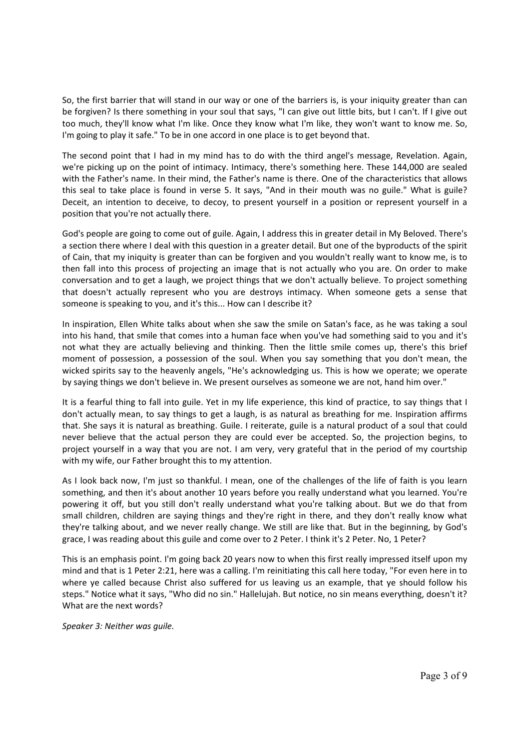So, the first barrier that will stand in our way or one of the barriers is, is your iniquity greater than can be forgiven? Is there something in your soul that says, "I can give out little bits, but I can't. If I give out too much, they'll know what I'm like. Once they know what I'm like, they won't want to know me. So, I'm going to play it safe." To be in one accord in one place is to get beyond that.

The second point that I had in my mind has to do with the third angel's message, Revelation. Again, we're picking up on the point of intimacy. Intimacy, there's something here. These 144,000 are sealed with the Father's name. In their mind, the Father's name is there. One of the characteristics that allows this seal to take place is found in verse 5. It says, "And in their mouth was no guile." What is guile? Deceit, an intention to deceive, to decoy, to present yourself in a position or represent yourself in a position that you're not actually there.

God's people are going to come out of guile. Again, I address this in greater detail in My Beloved. There's a section there where I deal with this question in a greater detail. But one of the byproducts of the spirit of Cain, that my iniquity is greater than can be forgiven and you wouldn't really want to know me, is to then fall into this process of projecting an image that is not actually who you are. On order to make conversation and to get a laugh, we project things that we don't actually believe. To project something that doesn't actually represent who you are destroys intimacy. When someone gets a sense that someone is speaking to you, and it's this... How can I describe it?

In inspiration, Ellen White talks about when she saw the smile on Satan's face, as he was taking a soul into his hand, that smile that comes into a human face when you've had something said to you and it's not what they are actually believing and thinking. Then the little smile comes up, there's this brief moment of possession, a possession of the soul. When you say something that you don't mean, the wicked spirits say to the heavenly angels, "He's acknowledging us. This is how we operate; we operate by saying things we don't believe in. We present ourselves as someone we are not, hand him over."

It is a fearful thing to fall into guile. Yet in my life experience, this kind of practice, to say things that I don't actually mean, to say things to get a laugh, is as natural as breathing for me. Inspiration affirms that. She says it is natural as breathing. Guile. I reiterate, guile is a natural product of a soul that could never believe that the actual person they are could ever be accepted. So, the projection begins, to project yourself in a way that you are not. I am very, very grateful that in the period of my courtship with my wife, our Father brought this to my attention.

As I look back now, I'm just so thankful. I mean, one of the challenges of the life of faith is you learn something, and then it's about another 10 years before you really understand what you learned. You're powering it off, but you still don't really understand what you're talking about. But we do that from small children, children are saying things and they're right in there, and they don't really know what they're talking about, and we never really change. We still are like that. But in the beginning, by God's grace, I was reading about this guile and come over to 2 Peter. I think it's 2 Peter. No, 1 Peter?

This is an emphasis point. I'm going back 20 years now to when this first really impressed itself upon my mind and that is 1 Peter 2:21, here was a calling. I'm reinitiating this call here today, "For even here in to where ye called because Christ also suffered for us leaving us an example, that ye should follow his steps." Notice what it says, "Who did no sin." Hallelujah. But notice, no sin means everything, doesn't it? What are the next words?

*Speaker 3: Neither was guile.*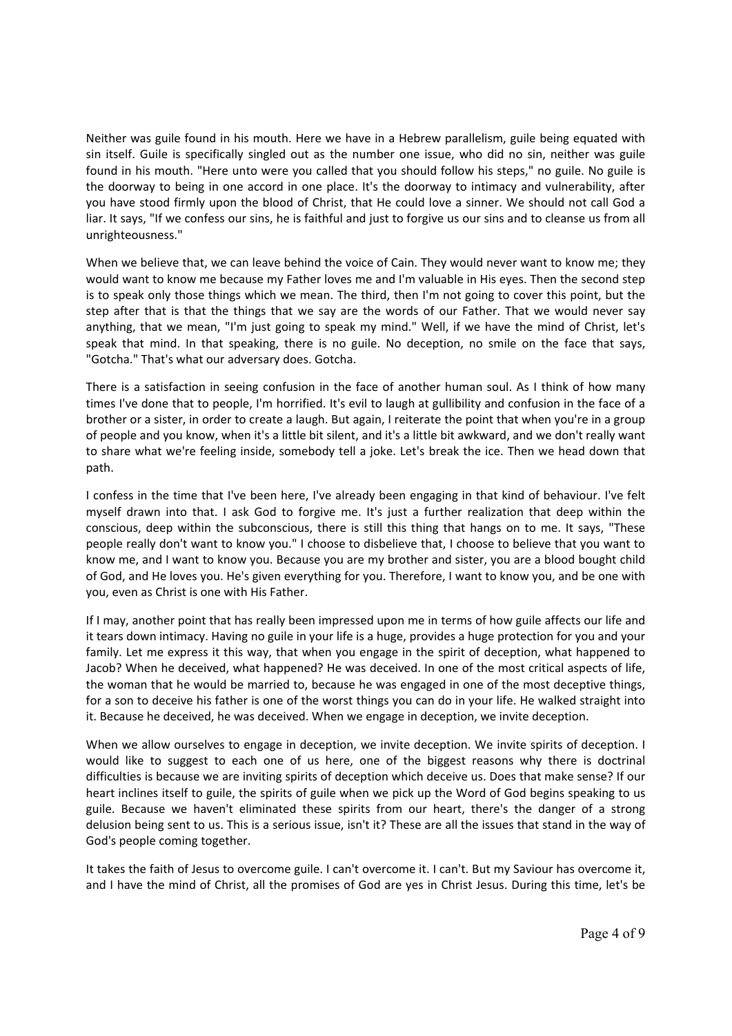Neither was guile found in his mouth. Here we have in a Hebrew parallelism, guile being equated with sin itself. Guile is specifically singled out as the number one issue, who did no sin, neither was guile found in his mouth. "Here unto were you called that you should follow his steps," no guile. No guile is the doorway to being in one accord in one place. It's the doorway to intimacy and vulnerability, after you have stood firmly upon the blood of Christ, that He could love a sinner. We should not call God a liar. It says, "If we confess our sins, he is faithful and just to forgive us our sins and to cleanse us from all unrighteousness."

When we believe that, we can leave behind the voice of Cain. They would never want to know me; they would want to know me because my Father loves me and I'm valuable in His eyes. Then the second step is to speak only those things which we mean. The third, then I'm not going to cover this point, but the step after that is that the things that we say are the words of our Father. That we would never say anything, that we mean, "I'm just going to speak my mind." Well, if we have the mind of Christ, let's speak that mind. In that speaking, there is no guile. No deception, no smile on the face that says, "Gotcha." That's what our adversary does. Gotcha.

There is a satisfaction in seeing confusion in the face of another human soul. As I think of how many times I've done that to people, I'm horrified. It's evil to laugh at gullibility and confusion in the face of a brother or a sister, in order to create a laugh. But again, I reiterate the point that when you're in a group of people and you know, when it's a little bit silent, and it's a little bit awkward, and we don't really want to share what we're feeling inside, somebody tell a joke. Let's break the ice. Then we head down that path.

I confess in the time that I've been here, I've already been engaging in that kind of behaviour. I've felt myself drawn into that. I ask God to forgive me. It's just a further realization that deep within the conscious, deep within the subconscious, there is still this thing that hangs on to me. It says, "These people really don't want to know you." I choose to disbelieve that, I choose to believe that you want to know me, and I want to know you. Because you are my brother and sister, you are a blood bought child of God, and He loves you. He's given everything for you. Therefore, I want to know you, and be one with you, even as Christ is one with His Father.

If I may, another point that has really been impressed upon me in terms of how guile affects our life and it tears down intimacy. Having no guile in your life is a huge, provides a huge protection for you and your family. Let me express it this way, that when you engage in the spirit of deception, what happened to Jacob? When he deceived, what happened? He was deceived. In one of the most critical aspects of life, the woman that he would be married to, because he was engaged in one of the most deceptive things, for a son to deceive his father is one of the worst things you can do in your life. He walked straight into it. Because he deceived, he was deceived. When we engage in deception, we invite deception.

When we allow ourselves to engage in deception, we invite deception. We invite spirits of deception. I would like to suggest to each one of us here, one of the biggest reasons why there is doctrinal difficulties is because we are inviting spirits of deception which deceive us. Does that make sense? If our heart inclines itself to guile, the spirits of guile when we pick up the Word of God begins speaking to us guile. Because we haven't eliminated these spirits from our heart, there's the danger of a strong delusion being sent to us. This is a serious issue, isn't it? These are all the issues that stand in the way of God's people coming together.

It takes the faith of Jesus to overcome guile. I can't overcome it. I can't. But my Saviour has overcome it, and I have the mind of Christ, all the promises of God are yes in Christ Jesus. During this time, let's be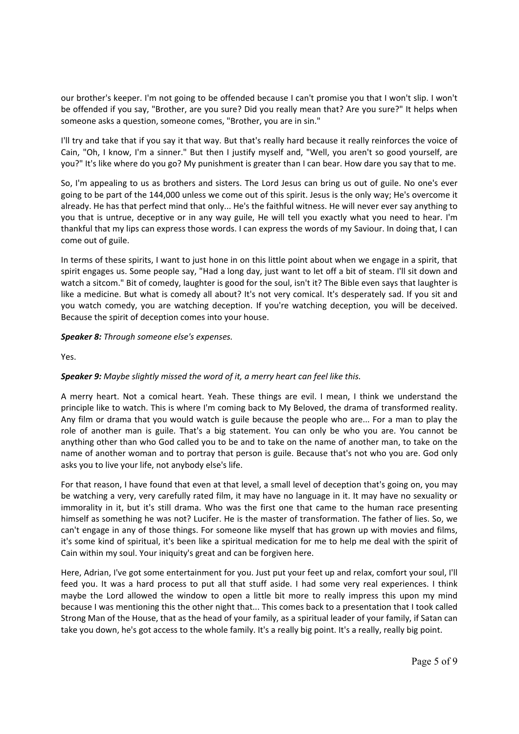our brother's keeper. I'm not going to be offended because I can't promise you that I won't slip. I won't be offended if you say, "Brother, are you sure? Did you really mean that? Are you sure?" It helps when someone asks a question, someone comes, "Brother, you are in sin."

I'll try and take that if you say it that way. But that's really hard because it really reinforces the voice of Cain, "Oh, I know, I'm a sinner." But then I justify myself and, "Well, you aren't so good yourself, are you?" It's like where do you go? My punishment is greater than I can bear. How dare you say that to me.

So, I'm appealing to us as brothers and sisters. The Lord Jesus can bring us out of guile. No one's ever going to be part of the 144,000 unless we come out of this spirit. Jesus is the only way; He's overcome it already. He has that perfect mind that only... He's the faithful witness. He will never ever say anything to you that is untrue, deceptive or in any way guile, He will tell you exactly what you need to hear. I'm thankful that my lips can express those words. I can express the words of my Saviour. In doing that, I can come out of guile.

In terms of these spirits, I want to just hone in on this little point about when we engage in a spirit, that spirit engages us. Some people say, "Had a long day, just want to let off a bit of steam. I'll sit down and watch a sitcom." Bit of comedy, laughter is good for the soul, isn't it? The Bible even says that laughter is like a medicine. But what is comedy all about? It's not very comical. It's desperately sad. If you sit and you watch comedy, you are watching deception. If you're watching deception, you will be deceived. Because the spirit of deception comes into your house.

***Speaker 8:*** *Through someone else's expenses.*

Yes.

***Speaker 9:*** *Maybe slightly missed the word of it, a merry heart can feel like this.*

A merry heart. Not a comical heart. Yeah. These things are evil. I mean, I think we understand the principle like to watch. This is where I'm coming back to My Beloved, the drama of transformed reality. Any film or drama that you would watch is guile because the people who are... For a man to play the role of another man is guile. That's a big statement. You can only be who you are. You cannot be anything other than who God called you to be and to take on the name of another man, to take on the name of another woman and to portray that person is guile. Because that's not who you are. God only asks you to live your life, not anybody else's life.

For that reason, I have found that even at that level, a small level of deception that's going on, you may be watching a very, very carefully rated film, it may have no language in it. It may have no sexuality or immorality in it, but it's still drama. Who was the first one that came to the human race presenting himself as something he was not? Lucifer. He is the master of transformation. The father of lies. So, we can't engage in any of those things. For someone like myself that has grown up with movies and films, it's some kind of spiritual, it's been like a spiritual medication for me to help me deal with the spirit of Cain within my soul. Your iniquity's great and can be forgiven here.

Here, Adrian, I've got some entertainment for you. Just put your feet up and relax, comfort your soul, I'll feed you. It was a hard process to put all that stuff aside. I had some very real experiences. I think maybe the Lord allowed the window to open a little bit more to really impress this upon my mind because I was mentioning this the other night that... This comes back to a presentation that I took called Strong Man of the House, that as the head of your family, as a spiritual leader of your family, if Satan can take you down, he's got access to the whole family. It's a really big point. It's a really, really big point.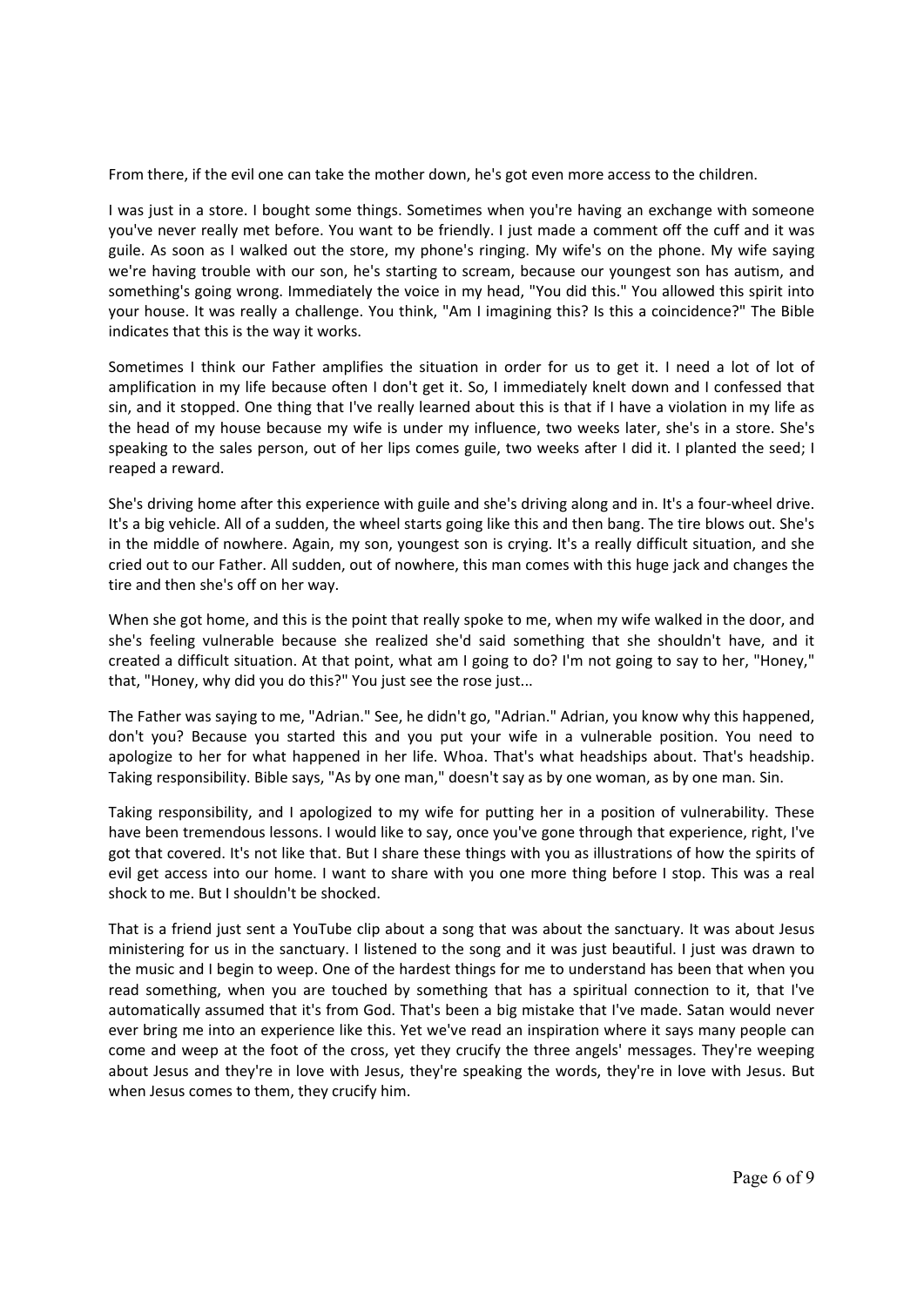From there, if the evil one can take the mother down, he's got even more access to the children.

I was just in a store. I bought some things. Sometimes when you're having an exchange with someone you've never really met before. You want to be friendly. I just made a comment off the cuff and it was guile. As soon as I walked out the store, my phone's ringing. My wife's on the phone. My wife saying we're having trouble with our son, he's starting to scream, because our youngest son has autism, and something's going wrong. Immediately the voice in my head, "You did this." You allowed this spirit into your house. It was really a challenge. You think, "Am I imagining this? Is this a coincidence?" The Bible indicates that this is the way it works.

Sometimes I think our Father amplifies the situation in order for us to get it. I need a lot of lot of amplification in my life because often I don't get it. So, I immediately knelt down and I confessed that sin, and it stopped. One thing that I've really learned about this is that if I have a violation in my life as the head of my house because my wife is under my influence, two weeks later, she's in a store. She's speaking to the sales person, out of her lips comes guile, two weeks after I did it. I planted the seed; I reaped a reward.

She's driving home after this experience with guile and she's driving along and in. It's a four-wheel drive. It's a big vehicle. All of a sudden, the wheel starts going like this and then bang. The tire blows out. She's in the middle of nowhere. Again, my son, youngest son is crying. It's a really difficult situation, and she cried out to our Father. All sudden, out of nowhere, this man comes with this huge jack and changes the tire and then she's off on her way.

When she got home, and this is the point that really spoke to me, when my wife walked in the door, and she's feeling vulnerable because she realized she'd said something that she shouldn't have, and it created a difficult situation. At that point, what am I going to do? I'm not going to say to her, "Honey," that, "Honey, why did you do this?" You just see the rose just...

The Father was saying to me, "Adrian." See, he didn't go, "Adrian." Adrian, you know why this happened, don't you? Because you started this and you put your wife in a vulnerable position. You need to apologize to her for what happened in her life. Whoa. That's what headships about. That's headship. Taking responsibility. Bible says, "As by one man," doesn't say as by one woman, as by one man. Sin.

Taking responsibility, and I apologized to my wife for putting her in a position of vulnerability. These have been tremendous lessons. I would like to say, once you've gone through that experience, right, I've got that covered. It's not like that. But I share these things with you as illustrations of how the spirits of evil get access into our home. I want to share with you one more thing before I stop. This was a real shock to me. But I shouldn't be shocked.

That is a friend just sent a YouTube clip about a song that was about the sanctuary. It was about Jesus ministering for us in the sanctuary. I listened to the song and it was just beautiful. I just was drawn to the music and I begin to weep. One of the hardest things for me to understand has been that when you read something, when you are touched by something that has a spiritual connection to it, that I've automatically assumed that it's from God. That's been a big mistake that I've made. Satan would never ever bring me into an experience like this. Yet we've read an inspiration where it says many people can come and weep at the foot of the cross, yet they crucify the three angels' messages. They're weeping about Jesus and they're in love with Jesus, they're speaking the words, they're in love with Jesus. But when Jesus comes to them, they crucify him.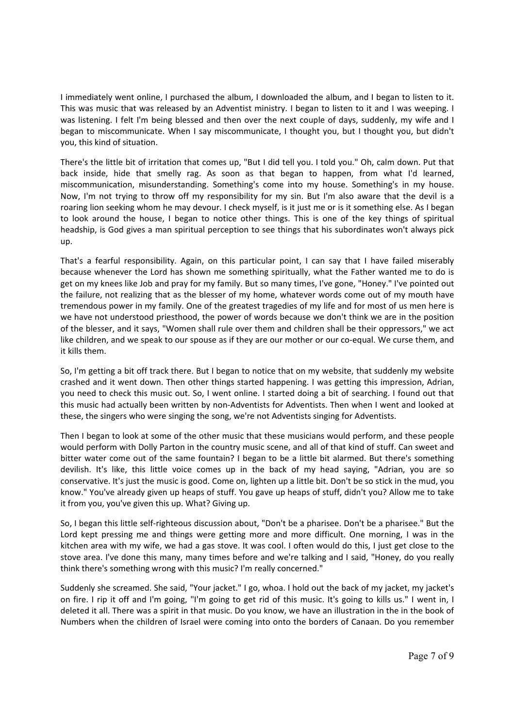I immediately went online, I purchased the album, I downloaded the album, and I began to listen to it. This was music that was released by an Adventist ministry. I began to listen to it and I was weeping. I was listening. I felt I'm being blessed and then over the next couple of days, suddenly, my wife and I began to miscommunicate. When I say miscommunicate, I thought you, but I thought you, but didn't you, this kind of situation.

There's the little bit of irritation that comes up, "But I did tell you. I told you." Oh, calm down. Put that back inside, hide that smelly rag. As soon as that began to happen, from what I'd learned, miscommunication, misunderstanding. Something's come into my house. Something's in my house. Now, I'm not trying to throw off my responsibility for my sin. But I'm also aware that the devil is a roaring lion seeking whom he may devour. I check myself, is it just me or is it something else. As I began to look around the house, I began to notice other things. This is one of the key things of spiritual headship, is God gives a man spiritual perception to see things that his subordinates won't always pick up.

That's a fearful responsibility. Again, on this particular point, I can say that I have failed miserably because whenever the Lord has shown me something spiritually, what the Father wanted me to do is get on my knees like Job and pray for my family. But so many times, I've gone, "Honey." I've pointed out the failure, not realizing that as the blesser of my home, whatever words come out of my mouth have tremendous power in my family. One of the greatest tragedies of my life and for most of us men here is we have not understood priesthood, the power of words because we don't think we are in the position of the blesser, and it says, "Women shall rule over them and children shall be their oppressors," we act like children, and we speak to our spouse as if they are our mother or our co-equal. We curse them, and it kills them.

So, I'm getting a bit off track there. But I began to notice that on my website, that suddenly my website crashed and it went down. Then other things started happening. I was getting this impression, Adrian, you need to check this music out. So, I went online. I started doing a bit of searching. I found out that this music had actually been written by non-Adventists for Adventists. Then when I went and looked at these, the singers who were singing the song, we're not Adventists singing for Adventists.

Then I began to look at some of the other music that these musicians would perform, and these people would perform with Dolly Parton in the country music scene, and all of that kind of stuff. Can sweet and bitter water come out of the same fountain? I began to be a little bit alarmed. But there's something devilish. It's like, this little voice comes up in the back of my head saying, "Adrian, you are so conservative. It's just the music is good. Come on, lighten up a little bit. Don't be so stick in the mud, you know." You've already given up heaps of stuff. You gave up heaps of stuff, didn't you? Allow me to take it from you, you've given this up. What? Giving up.

So, I began this little self-righteous discussion about, "Don't be a pharisee. Don't be a pharisee." But the Lord kept pressing me and things were getting more and more difficult. One morning, I was in the kitchen area with my wife, we had a gas stove. It was cool. I often would do this, I just get close to the stove area. I've done this many, many times before and we're talking and I said, "Honey, do you really think there's something wrong with this music? I'm really concerned."

Suddenly she screamed. She said, "Your jacket." I go, whoa. I hold out the back of my jacket, my jacket's on fire. I rip it off and I'm going, "I'm going to get rid of this music. It's going to kills us." I went in, I deleted it all. There was a spirit in that music. Do you know, we have an illustration in the in the book of Numbers when the children of Israel were coming into onto the borders of Canaan. Do you remember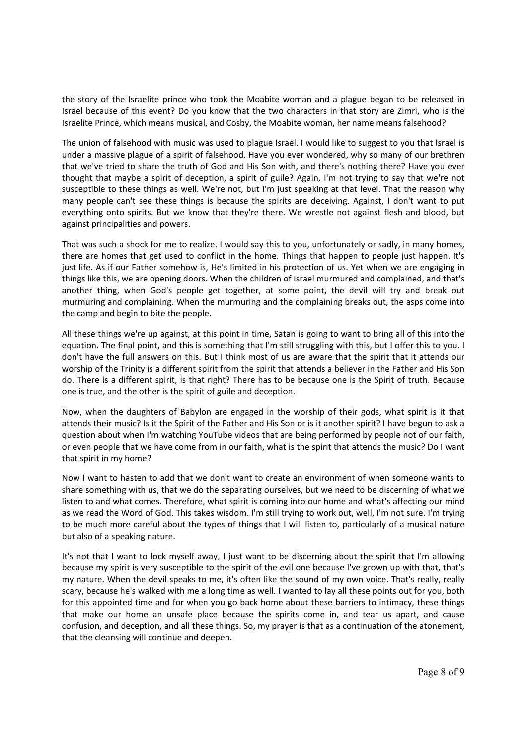the story of the Israelite prince who took the Moabite woman and a plague began to be released in Israel because of this event? Do you know that the two characters in that story are Zimri, who is the Israelite Prince, which means musical, and Cosby, the Moabite woman, her name means falsehood?

The union of falsehood with music was used to plague Israel. I would like to suggest to you that Israel is under a massive plague of a spirit of falsehood. Have you ever wondered, why so many of our brethren that we've tried to share the truth of God and His Son with, and there's nothing there? Have you ever thought that maybe a spirit of deception, a spirit of guile? Again, I'm not trying to say that we're not susceptible to these things as well. We're not, but I'm just speaking at that level. That the reason why many people can't see these things is because the spirits are deceiving. Against, I don't want to put everything onto spirits. But we know that they're there. We wrestle not against flesh and blood, but against principalities and powers.

That was such a shock for me to realize. I would say this to you, unfortunately or sadly, in many homes, there are homes that get used to conflict in the home. Things that happen to people just happen. It's just life. As if our Father somehow is, He's limited in his protection of us. Yet when we are engaging in things like this, we are opening doors. When the children of Israel murmured and complained, and that's another thing, when God's people get together, at some point, the devil will try and break out murmuring and complaining. When the murmuring and the complaining breaks out, the asps come into the camp and begin to bite the people.

All these things we're up against, at this point in time, Satan is going to want to bring all of this into the equation. The final point, and this is something that I'm still struggling with this, but I offer this to you. I don't have the full answers on this. But I think most of us are aware that the spirit that it attends our worship of the Trinity is a different spirit from the spirit that attends a believer in the Father and His Son do. There is a different spirit, is that right? There has to be because one is the Spirit of truth. Because one is true, and the other is the spirit of guile and deception.

Now, when the daughters of Babylon are engaged in the worship of their gods, what spirit is it that attends their music? Is it the Spirit of the Father and His Son or is it another spirit? I have begun to ask a question about when I'm watching YouTube videos that are being performed by people not of our faith, or even people that we have come from in our faith, what is the spirit that attends the music? Do I want that spirit in my home?

Now I want to hasten to add that we don't want to create an environment of when someone wants to share something with us, that we do the separating ourselves, but we need to be discerning of what we listen to and what comes. Therefore, what spirit is coming into our home and what's affecting our mind as we read the Word of God. This takes wisdom. I'm still trying to work out, well, I'm not sure. I'm trying to be much more careful about the types of things that I will listen to, particularly of a musical nature but also of a speaking nature.

It's not that I want to lock myself away, I just want to be discerning about the spirit that I'm allowing because my spirit is very susceptible to the spirit of the evil one because I've grown up with that, that's my nature. When the devil speaks to me, it's often like the sound of my own voice. That's really, really scary, because he's walked with me a long time as well. I wanted to lay all these points out for you, both for this appointed time and for when you go back home about these barriers to intimacy, these things that make our home an unsafe place because the spirits come in, and tear us apart, and cause confusion, and deception, and all these things. So, my prayer is that as a continuation of the atonement, that the cleansing will continue and deepen.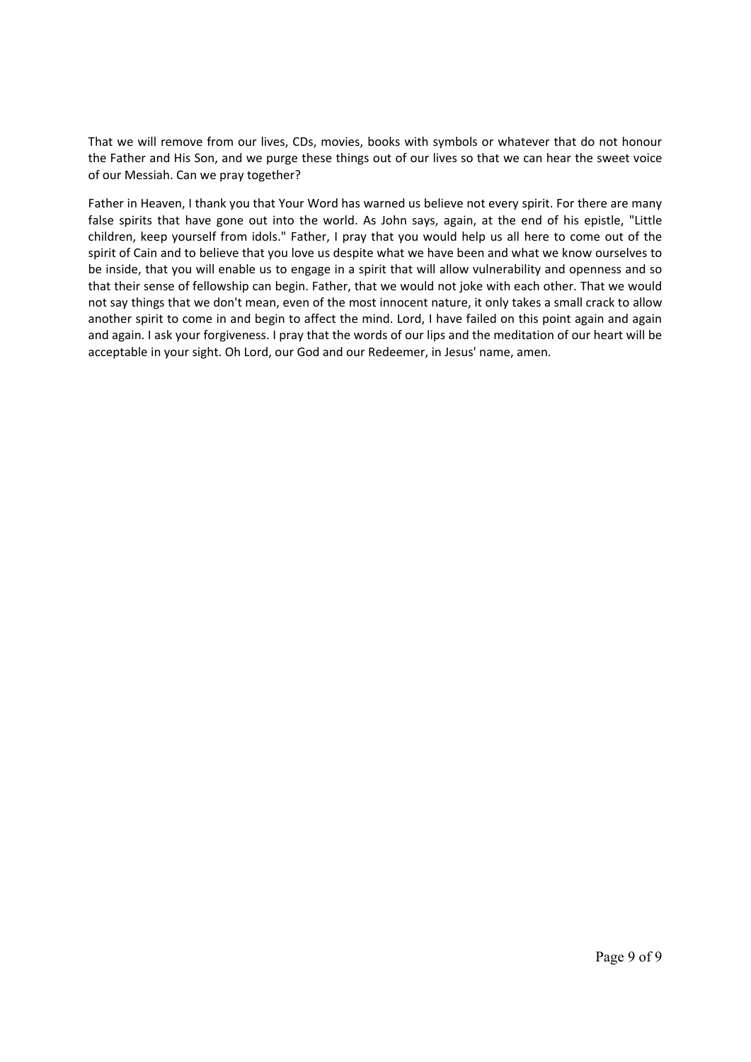That we will remove from our lives, CDs, movies, books with symbols or whatever that do not honour the Father and His Son, and we purge these things out of our lives so that we can hear the sweet voice of our Messiah. Can we pray together?

Father in Heaven, I thank you that Your Word has warned us believe not every spirit. For there are many false spirits that have gone out into the world. As John says, again, at the end of his epistle, "Little children, keep yourself from idols." Father, I pray that you would help us all here to come out of the spirit of Cain and to believe that you love us despite what we have been and what we know ourselves to be inside, that you will enable us to engage in a spirit that will allow vulnerability and openness and so that their sense of fellowship can begin. Father, that we would not joke with each other. That we would not say things that we don't mean, even of the most innocent nature, it only takes a small crack to allow another spirit to come in and begin to affect the mind. Lord, I have failed on this point again and again and again. I ask your forgiveness. I pray that the words of our lips and the meditation of our heart will be acceptable in your sight. Oh Lord, our God and our Redeemer, in Jesus' name, amen.